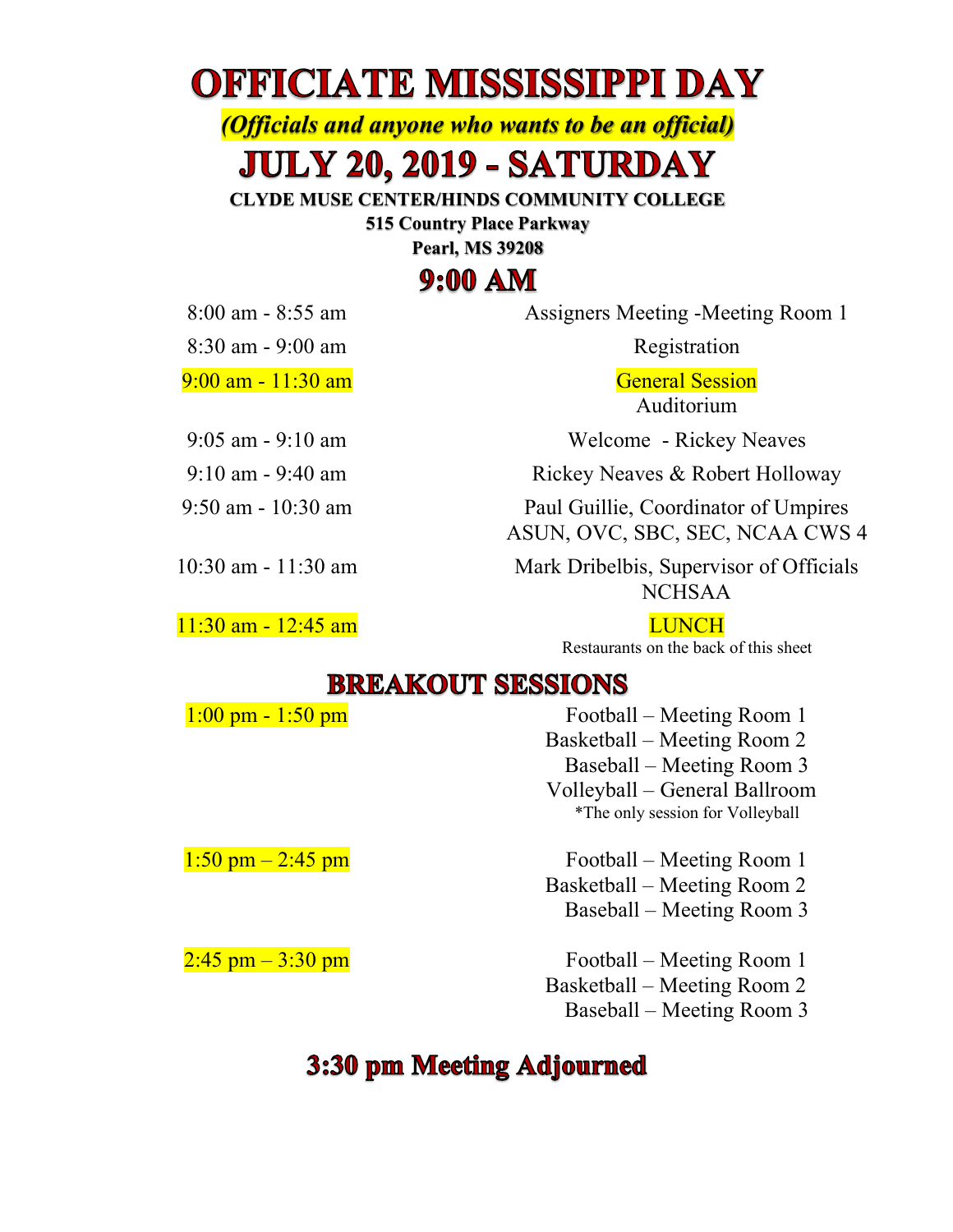# OFFICIATE MISSISSIPPI DAY

***(Officials and anyone who wants to be an official)***

# JULY 20, 2019 - SATURDAY

**CLYDE MUSE CENTER/HINDS COMMUNITY COLLEGE**
**515 Country Place Parkway**
**Pearl, MS 39208**

## 9:00 AM

| | |
|---|---|
| 8:00 am - 8:55 am | Assigners Meeting -Meeting Room 1 |
| 8:30 am - 9:00 am | Registration |
| 9:00 am - 11:30 am | General Session<br>Auditorium |
| 9:05 am - 9:10 am | Welcome - Rickey Neaves |
| 9:10 am - 9:40 am | Rickey Neaves & Robert Holloway |
| 9:50 am - 10:30 am | Paul Guillie, Coordinator of Umpires<br>ASUN, OVC, SBC, SEC, NCAA CWS 4 |
| 10:30 am - 11:30 am | Mark Dribelbis, Supervisor of Officials<br>NCHSAA |
| 11:30 am - 12:45 am | LUNCH<br>Restaurants on the back of this sheet |

## BREAKOUT SESSIONS

| | |
|---|---|
| 1:00 pm - 1:50 pm | Football – Meeting Room 1<br>Basketball – Meeting Room 2<br>Baseball – Meeting Room 3<br>Volleyball – General Ballroom<br>*The only session for Volleyball |
| 1:50 pm – 2:45 pm | Football – Meeting Room 1<br>Basketball – Meeting Room 2<br>Baseball – Meeting Room 3 |
| 2:45 pm – 3:30 pm | Football – Meeting Room 1<br>Basketball – Meeting Room 2<br>Baseball – Meeting Room 3 |

## 3:30 pm Meeting Adjourned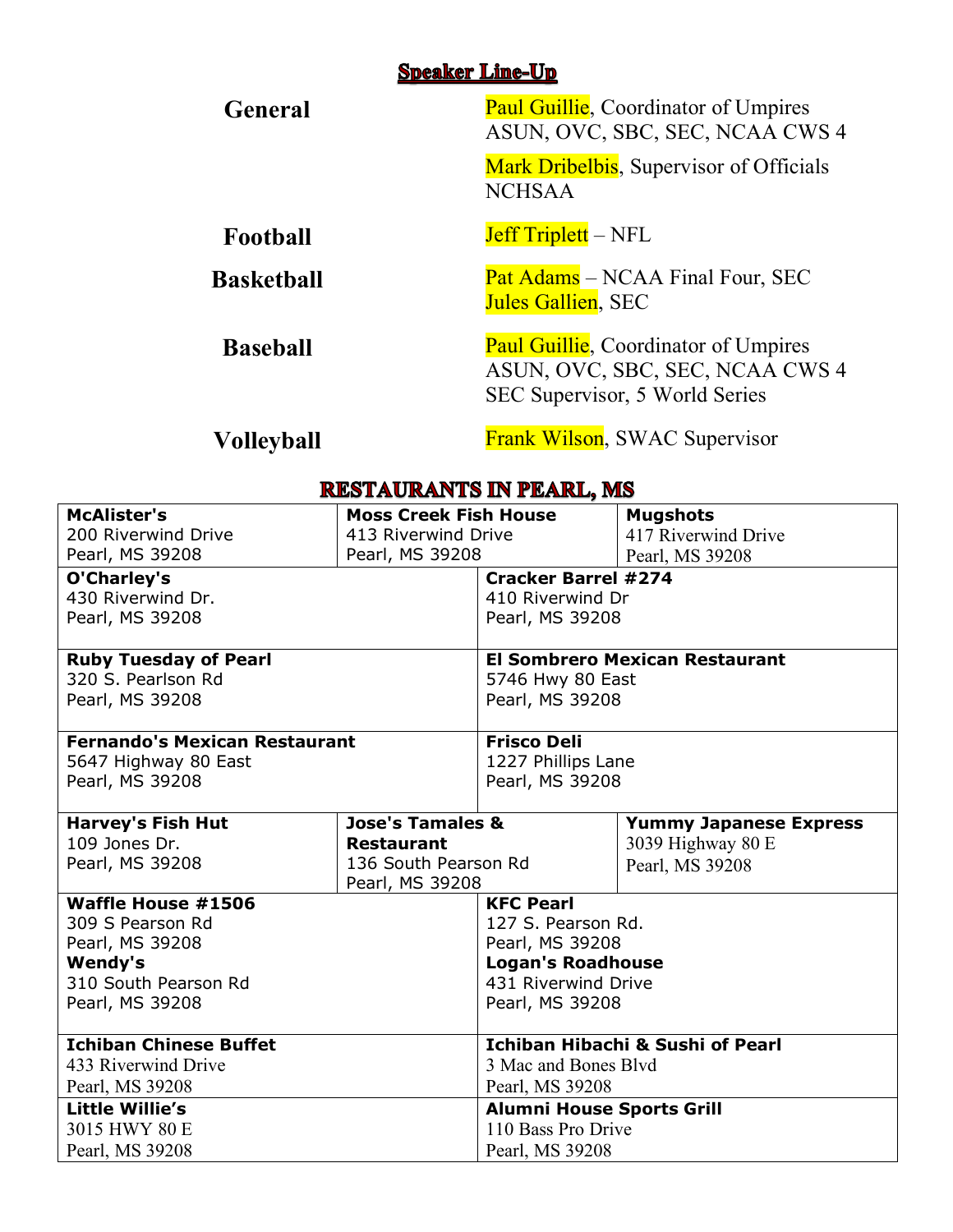## Speaker Line-Up

| | |
|---|---|
| **General** | Paul Guillie, Coordinator of Umpires<br>ASUN, OVC, SBC, SEC, NCAA CWS 4<br><br>Mark Dribelbis, Supervisor of Officials<br>NCHSAA |
| **Football** | Jeff Triplett – NFL |
| **Basketball** | Pat Adams – NCAA Final Four, SEC<br>Jules Gallien, SEC |
| **Baseball** | Paul Guillie, Coordinator of Umpires<br>ASUN, OVC, SBC, SEC, NCAA CWS 4<br>SEC Supervisor, 5 World Series |
| **Volleyball** | Frank Wilson, SWAC Supervisor |

## RESTAURANTS IN PEARL, MS

| | | |
|---|---|---|
| **McAlister's**<br>200 Riverwind Drive<br>Pearl, MS 39208 | **Moss Creek Fish House**<br>413 Riverwind Drive<br>Pearl, MS 39208 | **Mugshots**<br>417 Riverwind Drive<br>Pearl, MS 39208 |
| **O'Charley's**<br>430 Riverwind Dr.<br>Pearl, MS 39208 | **Cracker Barrel #274**<br>410 Riverwind Dr<br>Pearl, MS 39208 | |
| **Ruby Tuesday of Pearl**<br>320 S. Pearlson Rd<br>Pearl, MS 39208 | **El Sombrero Mexican Restaurant**<br>5746 Hwy 80 East<br>Pearl, MS 39208 | |
| **Fernando's Mexican Restaurant**<br>5647 Highway 80 East<br>Pearl, MS 39208 | **Frisco Deli**<br>1227 Phillips Lane<br>Pearl, MS 39208 | |
| **Harvey's Fish Hut**<br>109 Jones Dr.<br>Pearl, MS 39208 | **Jose's Tamales & Restaurant**<br>136 South Pearson Rd<br>Pearl, MS 39208 | **Yummy Japanese Express**<br>3039 Highway 80 E<br>Pearl, MS 39208 |
| **Waffle House #1506**<br>309 S Pearson Rd<br>Pearl, MS 39208<br>**Wendy's**<br>310 South Pearson Rd<br>Pearl, MS 39208 | **KFC Pearl**<br>127 S. Pearson Rd.<br>Pearl, MS 39208<br>**Logan's Roadhouse**<br>431 Riverwind Drive<br>Pearl, MS 39208 | |
| **Ichiban Chinese Buffet**<br>433 Riverwind Drive<br>Pearl, MS 39208 | **Ichiban Hibachi & Sushi of Pearl**<br>3 Mac and Bones Blvd<br>Pearl, MS 39208 | |
| **Little Willie's**<br>3015 HWY 80 E<br>Pearl, MS 39208 | **Alumni House Sports Grill**<br>110 Bass Pro Drive<br>Pearl, MS 39208 | |